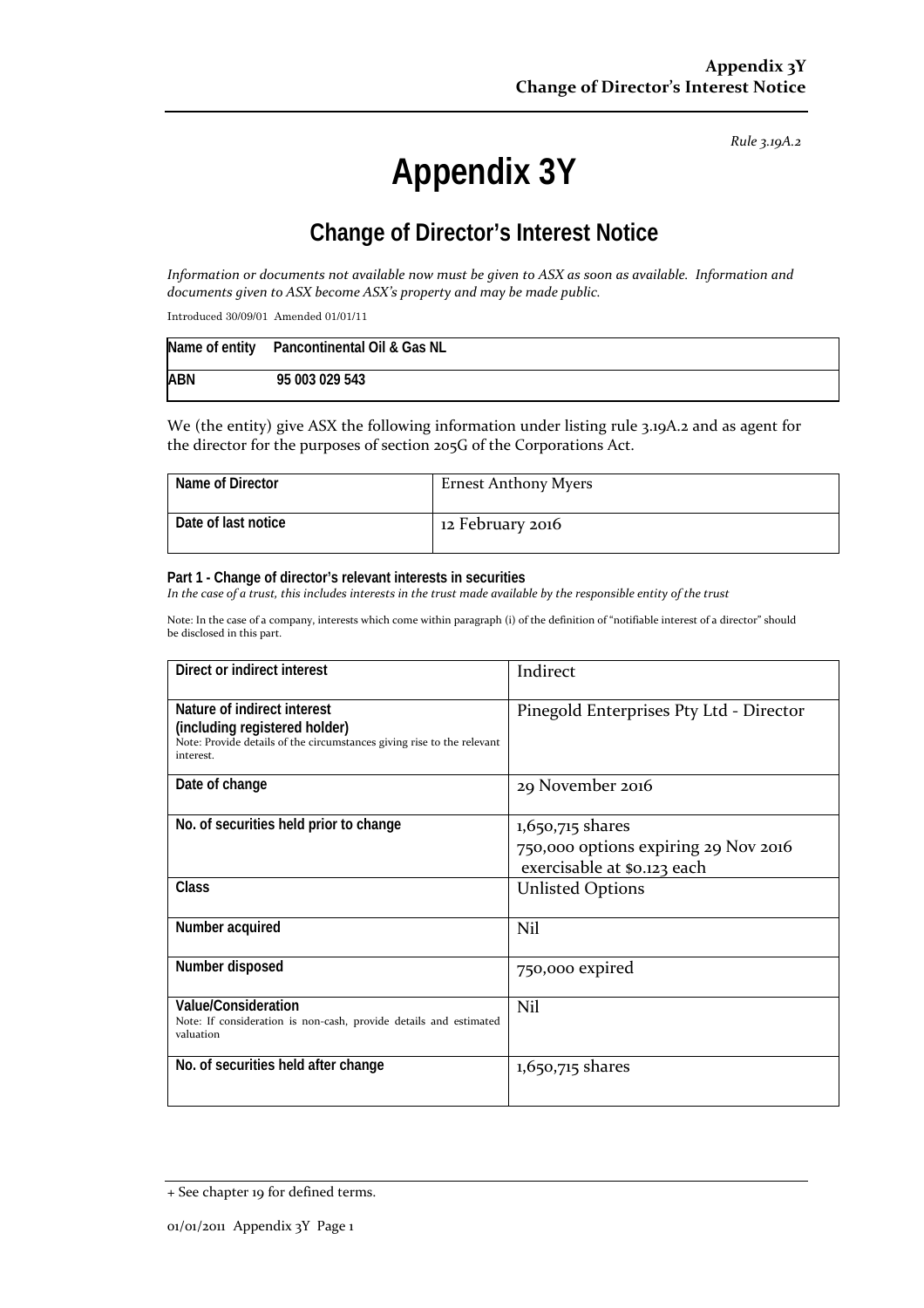*Rule 3.19A.2*

# Appendix 3Y

## Change of Director's Interest Notice

*Information or documents not available now must be given to ASX as soon as available. Information and documents given to ASX become ASX's property and may be made public.*

Introduced 30/09/01 Amended 01/01/11

| Name of entity | Pancontinental Oil & Gas NL |
|---|---|
| ABN | 95 003 029 543 |

We (the entity) give ASX the following information under listing rule 3.19A.2 and as agent for the director for the purposes of section 205G of the Corporations Act.

| Name of Director | Ernest Anthony Myers |
|---|---|
| Date of last notice | 12 February 2016 |

**Part 1 - Change of director's relevant interests in securities**

*In the case of a trust, this includes interests in the trust made available by the responsible entity of the trust*

Note: In the case of a company, interests which come within paragraph (i) of the definition of "notifiable interest of a director" should be disclosed in this part.

| Direct or indirect interest | Indirect |
|---|---|
| **Nature of indirect interest (including registered holder)** Note: Provide details of the circumstances giving rise to the relevant interest. | Pinegold Enterprises Pty Ltd - Director |
| **Date of change** | 29 November 2016 |
| **No. of securities held prior to change** | 1,650,715 shares<br>750,000 options expiring 29 Nov 2016 exercisable at $0.123 each |
| **Class** | Unlisted Options |
| **Number acquired** | Nil |
| **Number disposed** | 750,000 expired |
| **Value/Consideration** Note: If consideration is non-cash, provide details and estimated valuation | Nil |
| **No. of securities held after change** | 1,650,715 shares |

+ See chapter 19 for defined terms.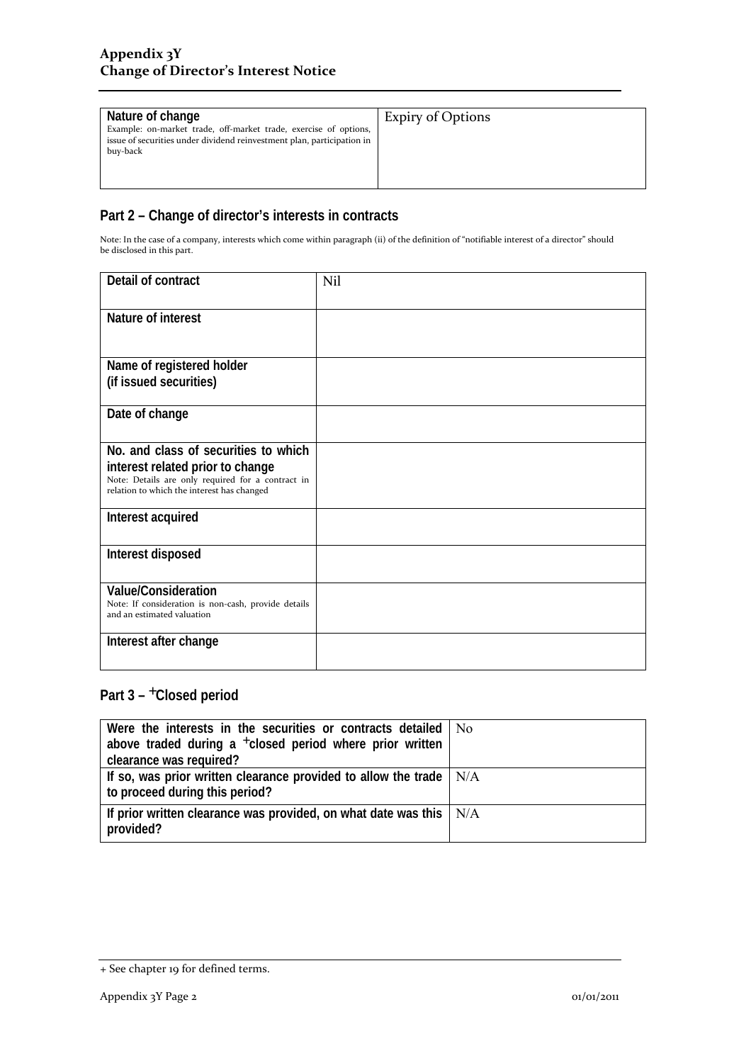| | |
|---|---|
| **Nature of change**<br>Example: on-market trade, off-market trade, exercise of options, issue of securities under dividend reinvestment plan, participation in buy-back | Expiry of Options |

## Part 2 – Change of director's interests in contracts

Note: In the case of a company, interests which come within paragraph (ii) of the definition of "notifiable interest of a director" should be disclosed in this part.

| | |
|---|---|
| **Detail of contract** | Nil |
| **Nature of interest** | |
| **Name of registered holder (if issued securities)** | |
| **Date of change** | |
| **No. and class of securities to which interest related prior to change**<br>Note: Details are only required for a contract in relation to which the interest has changed | |
| **Interest acquired** | |
| **Interest disposed** | |
| **Value/Consideration**<br>Note: If consideration is non-cash, provide details and an estimated valuation | |
| **Interest after change** | |

## Part 3 – +Closed period

| | |
|---|---|
| **Were the interests in the securities or contracts detailed above traded during a +closed period where prior written clearance was required?** | No |
| **If so, was prior written clearance provided to allow the trade to proceed during this period?** | N/A |
| **If prior written clearance was provided, on what date was this provided?** | N/A |

+ See chapter 19 for defined terms.